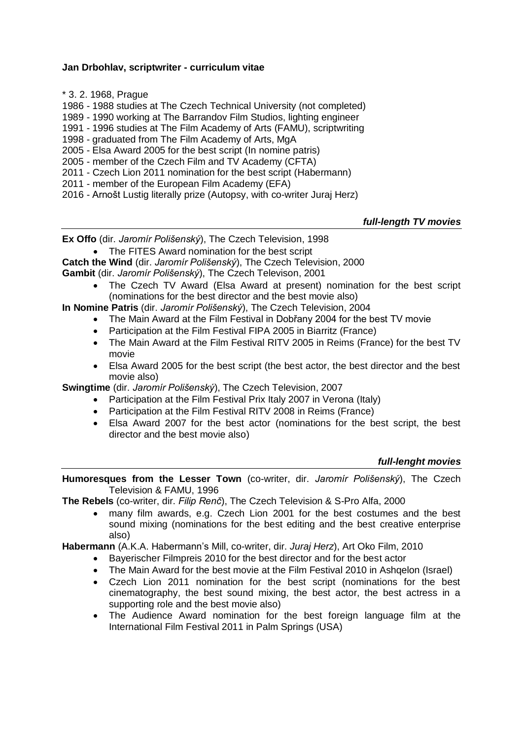**Jan Drbohlav, scriptwriter - curriculum vitae**

\* 3. 2. 1968, Prague
1986 - 1988 studies at The Czech Technical University (not completed)
1989 - 1990 working at The Barrandov Film Studios, lighting engineer
1991 - 1996 studies at The Film Academy of Arts (FAMU), scriptwriting
1998 - graduated from The Film Academy of Arts, MgA
2005 - Elsa Award 2005 for the best script (In nomine patris)
2005 - member of the Czech Film and TV Academy (CFTA)
2011 - Czech Lion 2011 nomination for the best script (Habermann)
2011 - member of the European Film Academy (EFA)
2016 - Arnošt Lustig literally prize (Autopsy, with co-writer Juraj Herz)

### ***full-length TV movies***

**Ex Offo** (dir. *Jaromír Polišenský*), The Czech Television, 1998

- The FITES Award nomination for the best script

**Catch the Wind** (dir. *Jaromír Polišenský*), The Czech Television, 2000

**Gambit** (dir. *Jaromír Polišenský*), The Czech Televison, 2001

- The Czech TV Award (Elsa Award at present) nomination for the best script (nominations for the best director and the best movie also)

**In Nomine Patris** (dir. *Jaromír Polišenský*), The Czech Television, 2004

- The Main Award at the Film Festival in Dobřany 2004 for the best TV movie
- Participation at the Film Festival FIPA 2005 in Biarritz (France)
- The Main Award at the Film Festival RITV 2005 in Reims (France) for the best TV movie
- Elsa Award 2005 for the best script (the best actor, the best director and the best movie also)

**Swingtime** (dir. *Jaromír Polišenský*), The Czech Television, 2007

- Participation at the Film Festival Prix Italy 2007 in Verona (Italy)
- Participation at the Film Festival RITV 2008 in Reims (France)
- Elsa Award 2007 for the best actor (nominations for the best script, the best director and the best movie also)

### ***full-lenght movies***

**Humoresques from the Lesser Town** (co-writer, dir. *Jaromír Polišenský*), The Czech Television & FAMU, 1996

**The Rebels** (co-writer, dir. *Filip Renč*), The Czech Television & S-Pro Alfa, 2000

- many film awards, e.g. Czech Lion 2001 for the best costumes and the best sound mixing (nominations for the best editing and the best creative enterprise also)

**Habermann** (A.K.A. Habermann's Mill, co-writer, dir. *Juraj Herz*), Art Oko Film, 2010

- Bayerischer Filmpreis 2010 for the best director and for the best actor
- The Main Award for the best movie at the Film Festival 2010 in Ashqelon (Israel)
- Czech Lion 2011 nomination for the best script (nominations for the best cinematography, the best sound mixing, the best actor, the best actress in a supporting role and the best movie also)
- The Audience Award nomination for the best foreign language film at the International Film Festival 2011 in Palm Springs (USA)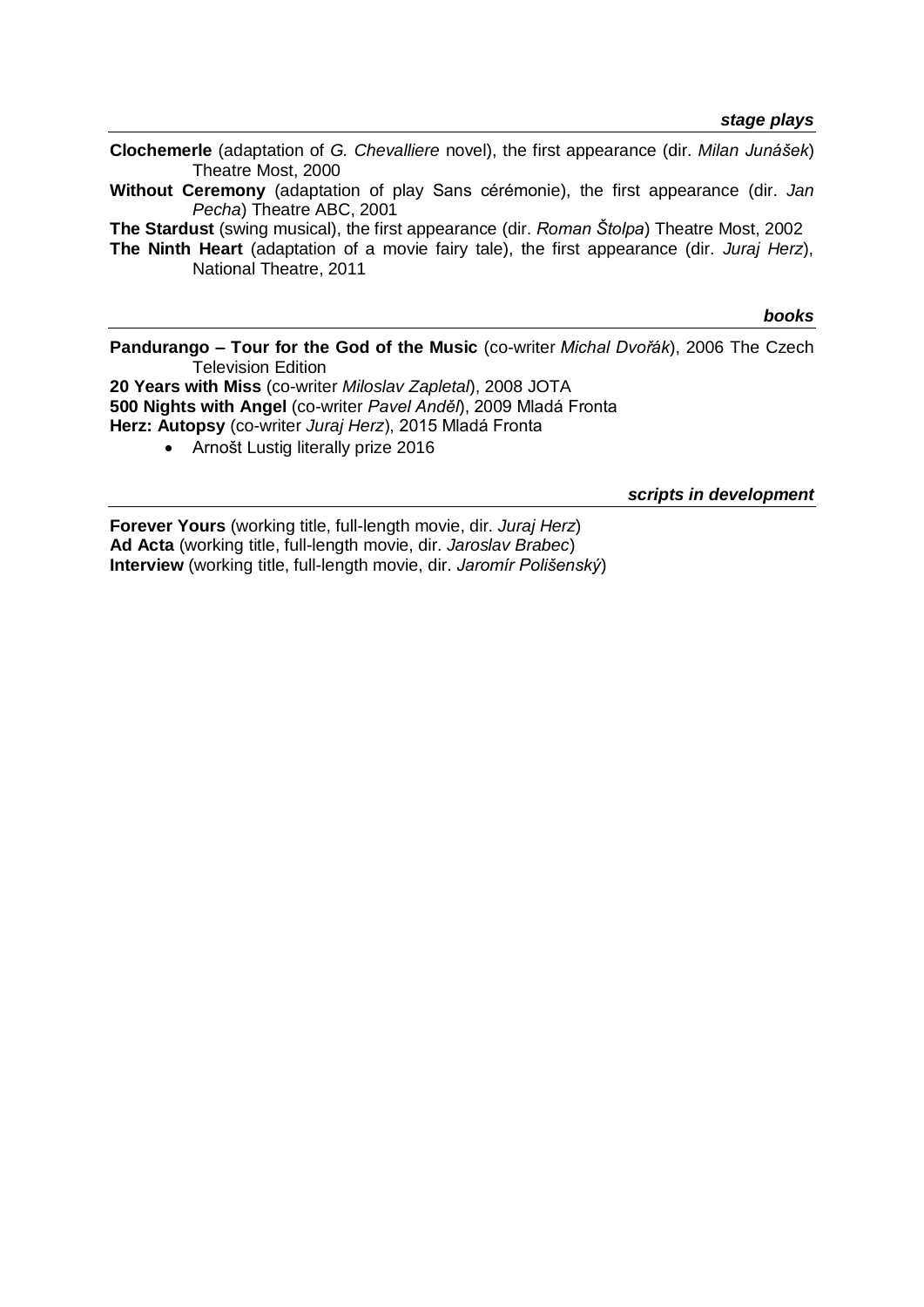### ***stage plays***

**Clochemerle** (adaptation of *G. Chevalliere* novel), the first appearance (dir. *Milan Junášek*) Theatre Most, 2000

**Without Ceremony** (adaptation of play Sans cérémonie), the first appearance (dir. *Jan Pecha*) Theatre ABC, 2001

**The Stardust** (swing musical), the first appearance (dir. *Roman Štolpa*) Theatre Most, 2002

**The Ninth Heart** (adaptation of a movie fairy tale), the first appearance (dir. *Juraj Herz*), National Theatre, 2011

### ***books***

**Pandurango – Tour for the God of the Music** (co-writer *Michal Dvořák*), 2006 The Czech Television Edition

**20 Years with Miss** (co-writer *Miloslav Zapletal*), 2008 JOTA

**500 Nights with Angel** (co-writer *Pavel Anděl*), 2009 Mladá Fronta

**Herz: Autopsy** (co-writer *Juraj Herz*), 2015 Mladá Fronta

- Arnošt Lustig literally prize 2016

### ***scripts in development***

**Forever Yours** (working title, full-length movie, dir. *Juraj Herz*)

**Ad Acta** (working title, full-length movie, dir. *Jaroslav Brabec*)

**Interview** (working title, full-length movie, dir. *Jaromír Polišenský*)